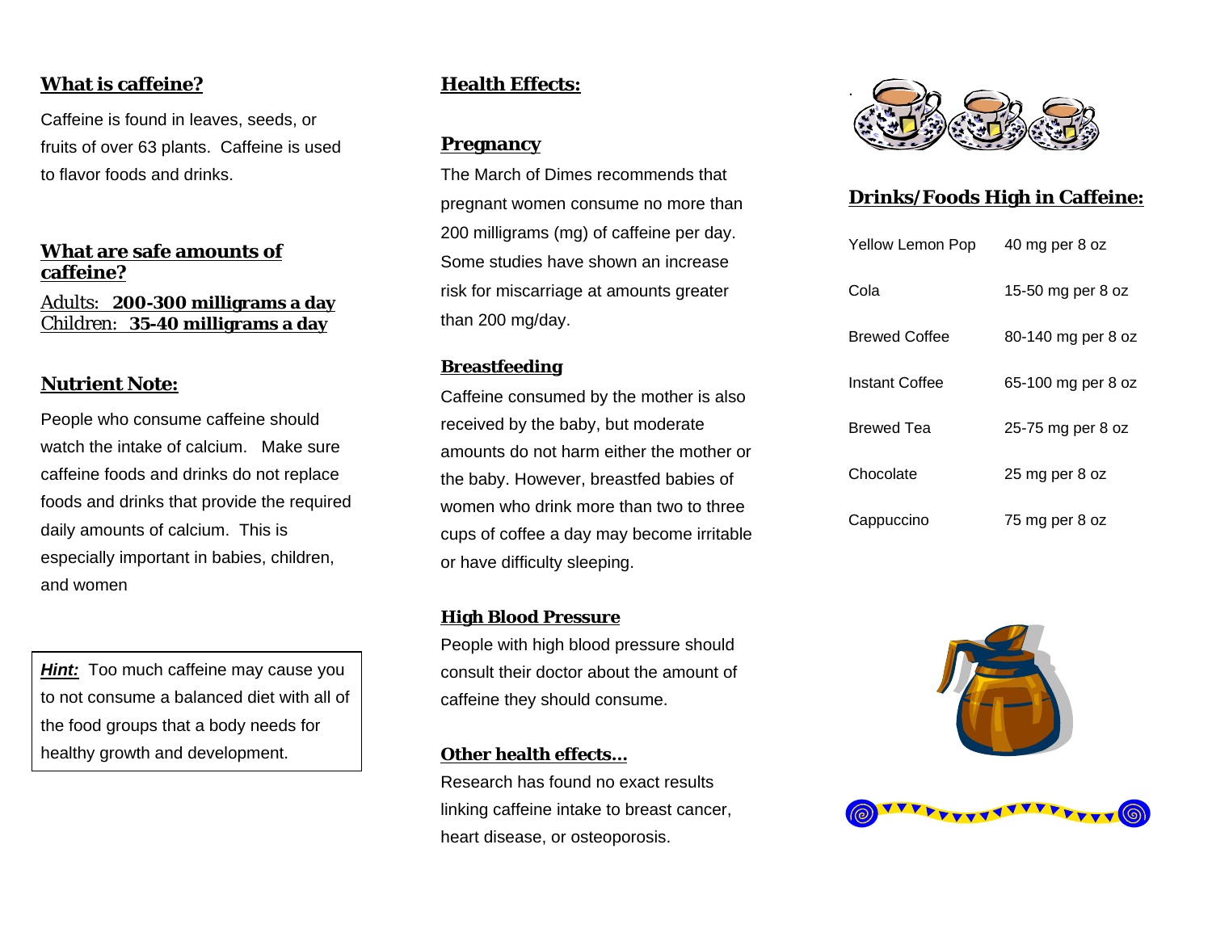## What is caffeine?

Caffeine is found in leaves, seeds, or fruits of over 63 plants. Caffeine is used to flavor foods and drinks.

## What are safe amounts of caffeine?

Adults: **200-300 milligrams a day**
Children: **35-40 milligrams a day**

## Nutrient Note:

People who consume caffeine should watch the intake of calcium. Make sure caffeine foods and drinks do not replace foods and drinks that provide the required daily amounts of calcium. This is especially important in babies, children, and women

***Hint:*** Too much caffeine may cause you to not consume a balanced diet with all of the food groups that a body needs for healthy growth and development.

## Health Effects:

### Pregnancy

The March of Dimes recommends that pregnant women consume no more than 200 milligrams (mg) of caffeine per day. Some studies have shown an increase risk for miscarriage at amounts greater than 200 mg/day.

### Breastfeeding

Caffeine consumed by the mother is also received by the baby, but moderate amounts do not harm either the mother or the baby. However, breastfed babies of women who drink more than two to three cups of coffee a day may become irritable or have difficulty sleeping.

### High Blood Pressure

People with high blood pressure should consult their doctor about the amount of caffeine they should consume.

### Other health effects…

Research has found no exact results linking caffeine intake to breast cancer, heart disease, or osteoporosis.

## Drinks/Foods High in Caffeine:

| | |
|---|---|
| Yellow Lemon Pop | 40 mg per 8 oz |
| Cola | 15-50 mg per 8 oz |
| Brewed Coffee | 80-140 mg per 8 oz |
| Instant Coffee | 65-100 mg per 8 oz |
| Brewed Tea | 25-75 mg per 8 oz |
| Chocolate | 25 mg per 8 oz |
| Cappuccino | 75 mg per 8 oz |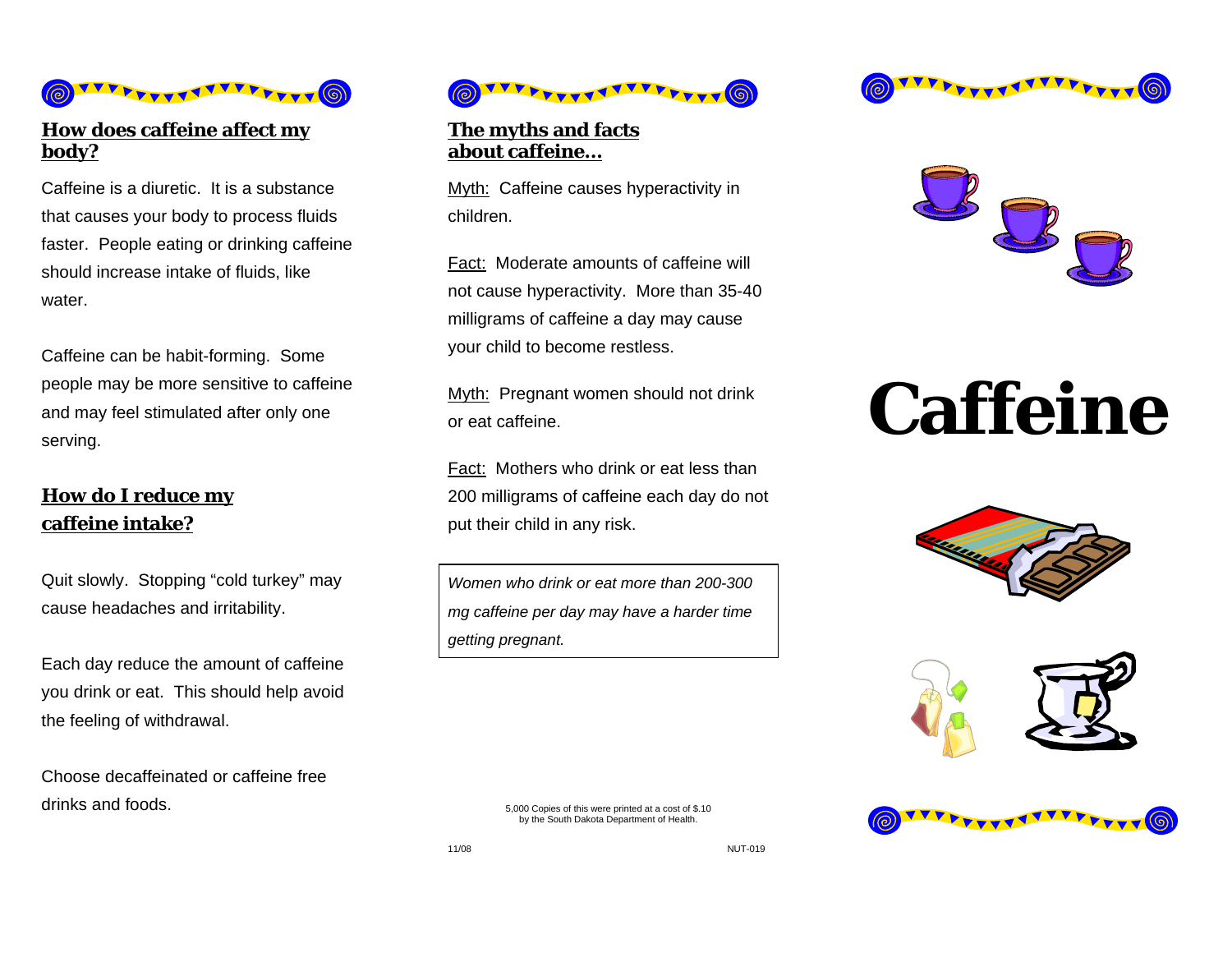## How does caffeine affect my body?

Caffeine is a diuretic. It is a substance that causes your body to process fluids faster. People eating or drinking caffeine should increase intake of fluids, like water.

Caffeine can be habit-forming. Some people may be more sensitive to caffeine and may feel stimulated after only one serving.

## How do I reduce my caffeine intake?

Quit slowly. Stopping "cold turkey" may cause headaches and irritability.

Each day reduce the amount of caffeine you drink or eat. This should help avoid the feeling of withdrawal.

Choose decaffeinated or caffeine free drinks and foods.

## The myths and facts about caffeine…

Myth: Caffeine causes hyperactivity in children.

Fact: Moderate amounts of caffeine will not cause hyperactivity. More than 35-40 milligrams of caffeine a day may cause your child to become restless.

Myth: Pregnant women should not drink or eat caffeine.

Fact: Mothers who drink or eat less than 200 milligrams of caffeine each day do not put their child in any risk.

*Women who drink or eat more than 200-300 mg caffeine per day may have a harder time getting pregnant.*

5,000 Copies of this were printed at a cost of $.10 by the South Dakota Department of Health.

11/08

NUT-019

# Caffeine